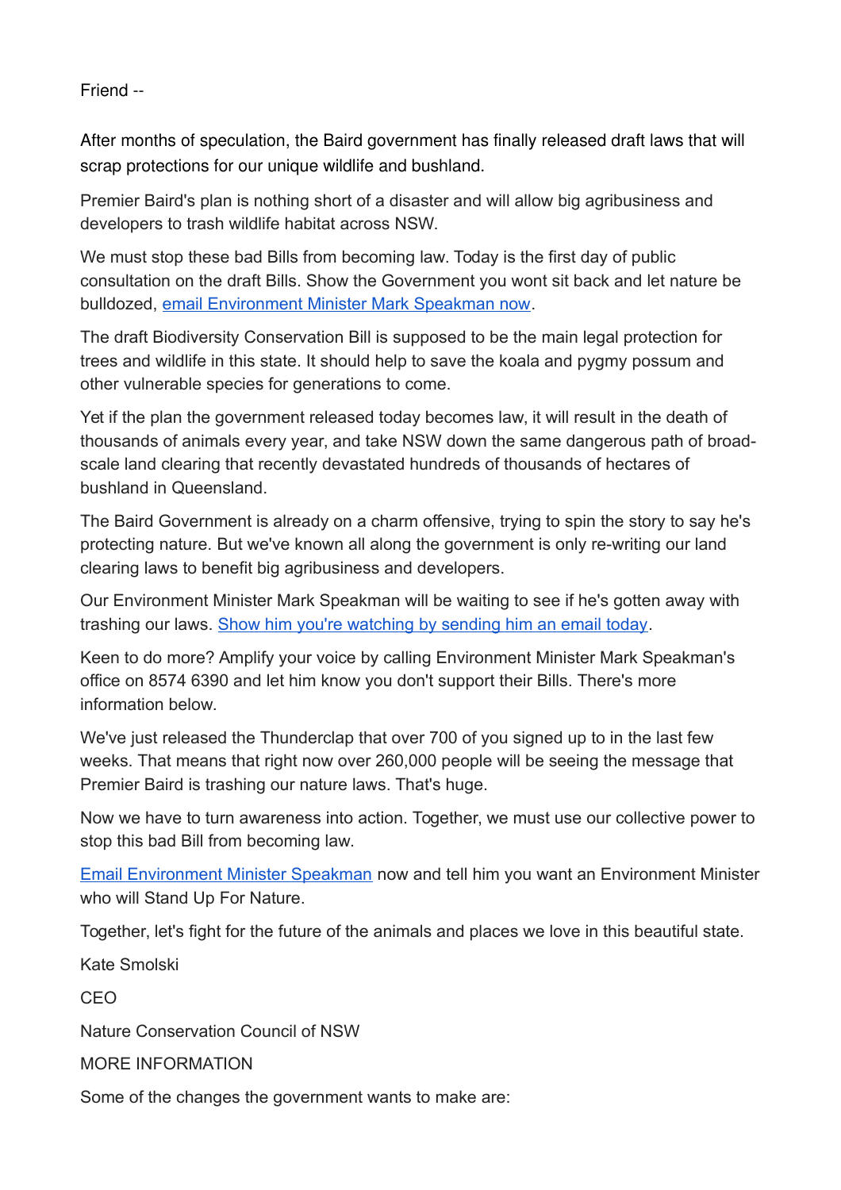Friend --

After months of speculation, the Baird government has finally released draft laws that will scrap protections for our unique wildlife and bushland.

Premier Baird's plan is nothing short of a disaster and will allow big agribusiness and developers to trash wildlife habitat across NSW.

We must stop these bad Bills from becoming law. Today is the first day of public consultation on the draft Bills. Show the Government you wont sit back and let nature be bulldozed, email Environment Minister Mark Speakman now.

The draft Biodiversity Conservation Bill is supposed to be the main legal protection for trees and wildlife in this state. It should help to save the koala and pygmy possum and other vulnerable species for generations to come.

Yet if the plan the government released today becomes law, it will result in the death of thousands of animals every year, and take NSW down the same dangerous path of broad-scale land clearing that recently devastated hundreds of thousands of hectares of bushland in Queensland.

The Baird Government is already on a charm offensive, trying to spin the story to say he's protecting nature. But we've known all along the government is only re-writing our land clearing laws to benefit big agribusiness and developers.

Our Environment Minister Mark Speakman will be waiting to see if he's gotten away with trashing our laws. Show him you're watching by sending him an email today.

Keen to do more? Amplify your voice by calling Environment Minister Mark Speakman's office on 8574 6390 and let him know you don't support their Bills. There's more information below.

We've just released the Thunderclap that over 700 of you signed up to in the last few weeks. That means that right now over 260,000 people will be seeing the message that Premier Baird is trashing our nature laws. That's huge.

Now we have to turn awareness into action. Together, we must use our collective power to stop this bad Bill from becoming law.

Email Environment Minister Speakman now and tell him you want an Environment Minister who will Stand Up For Nature.

Together, let's fight for the future of the animals and places we love in this beautiful state.

Kate Smolski

CEO

Nature Conservation Council of NSW

MORE INFORMATION

Some of the changes the government wants to make are: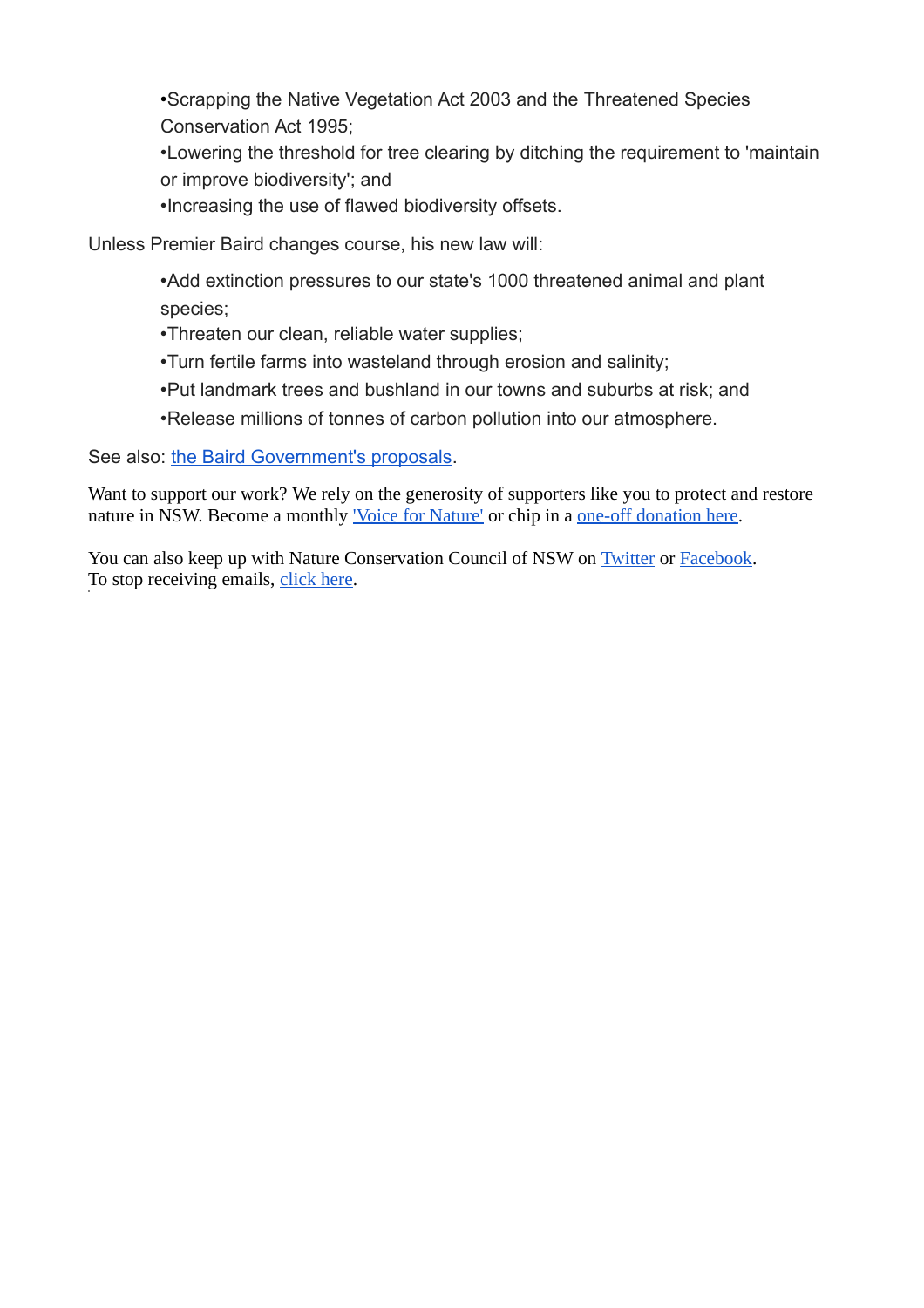•Scrapping the Native Vegetation Act 2003 and the Threatened Species Conservation Act 1995;
•Lowering the threshold for tree clearing by ditching the requirement to 'maintain or improve biodiversity'; and
•Increasing the use of flawed biodiversity offsets.

Unless Premier Baird changes course, his new law will:

•Add extinction pressures to our state's 1000 threatened animal and plant species;
•Threaten our clean, reliable water supplies;
•Turn fertile farms into wasteland through erosion and salinity;
•Put landmark trees and bushland in our towns and suburbs at risk; and
•Release millions of tonnes of carbon pollution into our atmosphere.

See also: the Baird Government's proposals.

Want to support our work? We rely on the generosity of supporters like you to protect and restore nature in NSW. Become a monthly 'Voice for Nature' or chip in a one-off donation here.

You can also keep up with Nature Conservation Council of NSW on Twitter or Facebook.
To stop receiving emails, click here.